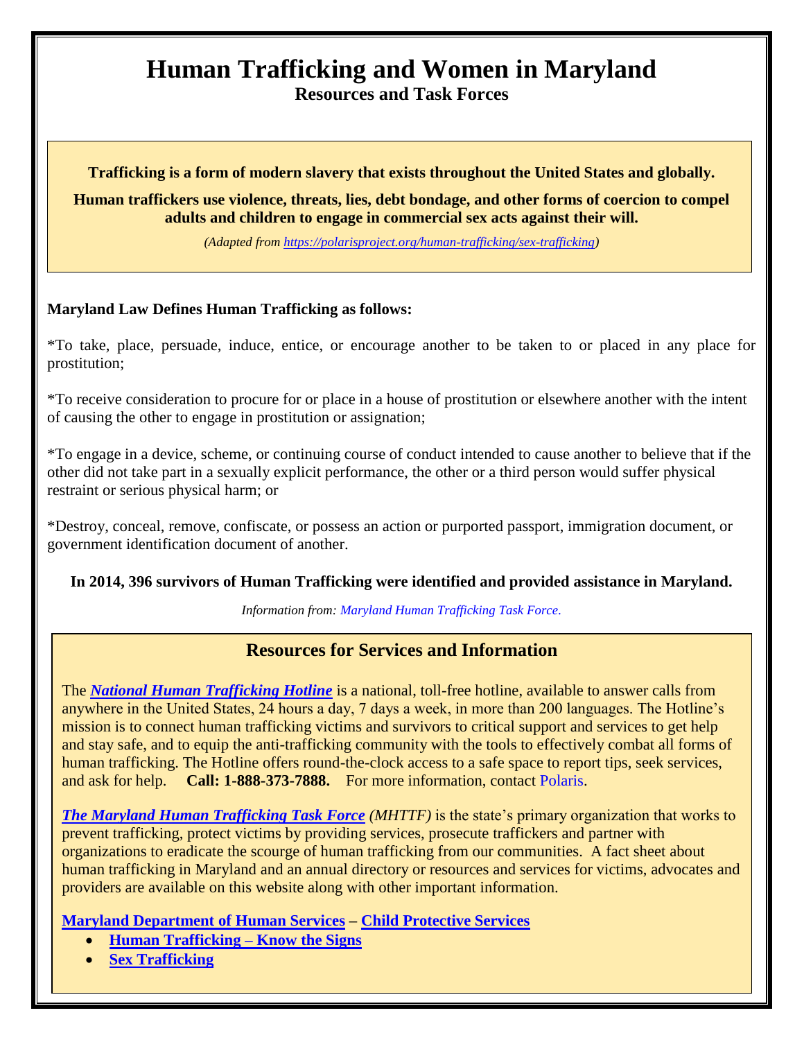# Human Trafficking and Women in Maryland

## Resources and Task Forces

**Trafficking is a form of modern slavery that exists throughout the United States and globally.**

**Human traffickers use violence, threats, lies, debt bondage, and other forms of coercion to compel adults and children to engage in commercial sex acts against their will.**

*(Adapted from https://polarisproject.org/human-trafficking/sex-trafficking)*

**Maryland Law Defines Human Trafficking as follows:**

*To take, place, persuade, induce, entice, or encourage another to be taken to or placed in any place for prostitution;

*To receive consideration to procure for or place in a house of prostitution or elsewhere another with the intent of causing the other to engage in prostitution or assignation;

*To engage in a device, scheme, or continuing course of conduct intended to cause another to believe that if the other did not take part in a sexually explicit performance, the other or a third person would suffer physical restraint or serious physical harm; or

*Destroy, conceal, remove, confiscate, or possess an action or purported passport, immigration document, or government identification document of another.

**In 2014, 396 survivors of Human Trafficking were identified and provided assistance in Maryland.**

*Information from: Maryland Human Trafficking Task Force.*

## Resources for Services and Information

The ***National Human Trafficking Hotline*** is a national, toll-free hotline, available to answer calls from anywhere in the United States, 24 hours a day, 7 days a week, in more than 200 languages. The Hotline's mission is to connect human trafficking victims and survivors to critical support and services to get help and stay safe, and to equip the anti-trafficking community with the tools to effectively combat all forms of human trafficking. The Hotline offers round-the-clock access to a safe space to report tips, seek services, and ask for help. **Call: 1-888-373-7888.** For more information, contact Polaris.

***The Maryland Human Trafficking Task Force*** *(MHTTF)* is the state's primary organization that works to prevent trafficking, protect victims by providing services, prosecute traffickers and partner with organizations to eradicate the scourge of human trafficking from our communities. A fact sheet about human trafficking in Maryland and an annual directory or resources and services for victims, advocates and providers are available on this website along with other important information.

**Maryland Department of Human Services** – **Child Protective Services**

- **Human Trafficking – Know the Signs**
- **Sex Trafficking**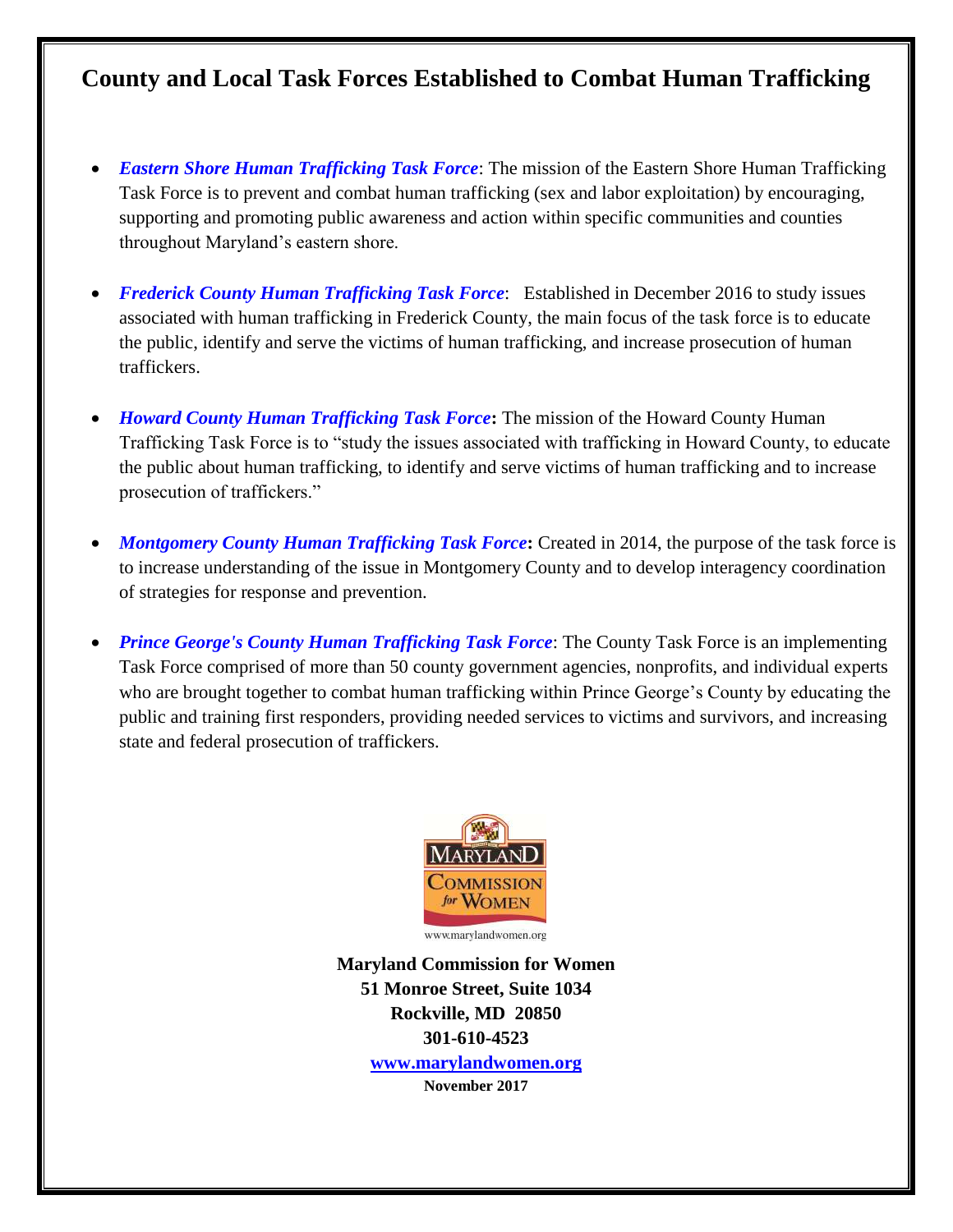# County and Local Task Forces Established to Combat Human Trafficking

- ***Eastern Shore Human Trafficking Task Force***: The mission of the Eastern Shore Human Trafficking Task Force is to prevent and combat human trafficking (sex and labor exploitation) by encouraging, supporting and promoting public awareness and action within specific communities and counties throughout Maryland's eastern shore.

- ***Frederick County Human Trafficking Task Force***: Established in December 2016 to study issues associated with human trafficking in Frederick County, the main focus of the task force is to educate the public, identify and serve the victims of human trafficking, and increase prosecution of human traffickers.

- ***Howard County Human Trafficking Task Force*****:** The mission of the Howard County Human Trafficking Task Force is to "study the issues associated with trafficking in Howard County, to educate the public about human trafficking, to identify and serve victims of human trafficking and to increase prosecution of traffickers."

- ***Montgomery County Human Trafficking Task Force*****:** Created in 2014, the purpose of the task force is to increase understanding of the issue in Montgomery County and to develop interagency coordination of strategies for response and prevention.

- ***Prince George's County Human Trafficking Task Force***: The County Task Force is an implementing Task Force comprised of more than 50 county government agencies, nonprofits, and individual experts who are brought together to combat human trafficking within Prince George's County by educating the public and training first responders, providing needed services to victims and survivors, and increasing state and federal prosecution of traffickers.

MARYLAND COMMISSION for WOMEN

www.marylandwomen.org

**Maryland Commission for Women**
**51 Monroe Street, Suite 1034**
**Rockville, MD 20850**
**301-610-4523**
**www.marylandwomen.org**
**November 2017**